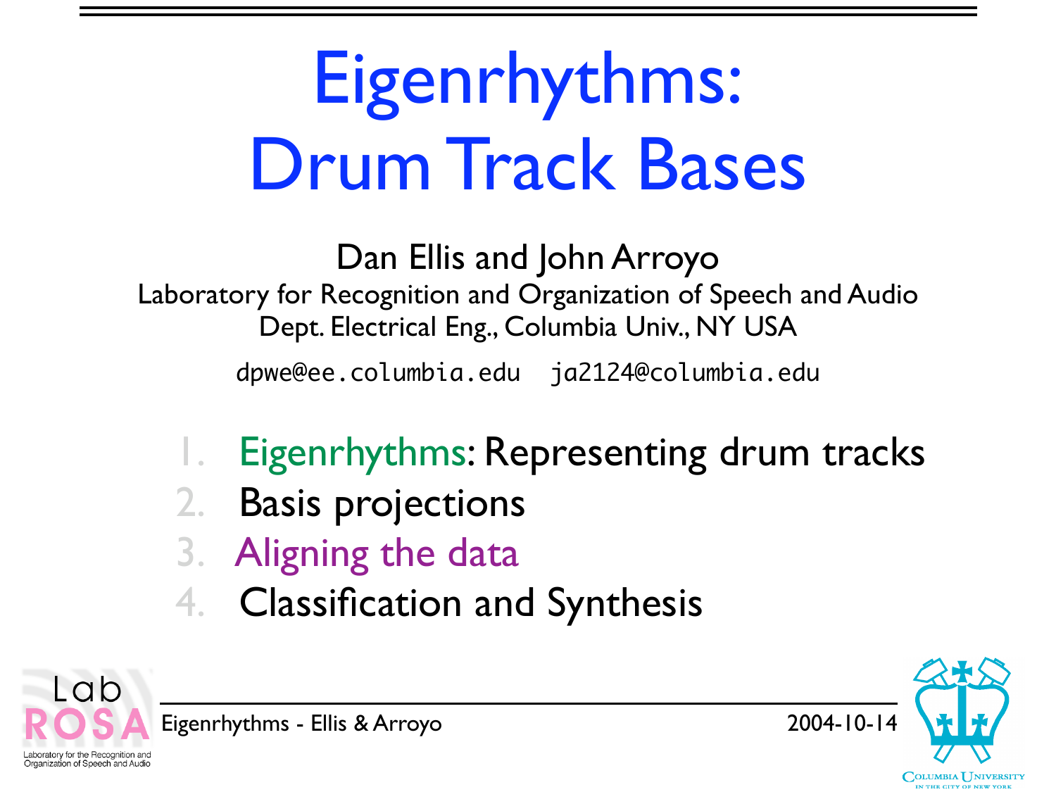# Eigenrhythms: Drum Track Bases

Dan Ellis and John Arroyo

Laboratory for Recognition and Organization of Speech and Audio
Dept. Electrical Eng., Columbia Univ., NY USA

dpwe@ee.columbia.edu ja2124@columbia.edu

1. Eigenrhythms: Representing drum tracks
2. Basis projections
3. Aligning the data
4. Classification and Synthesis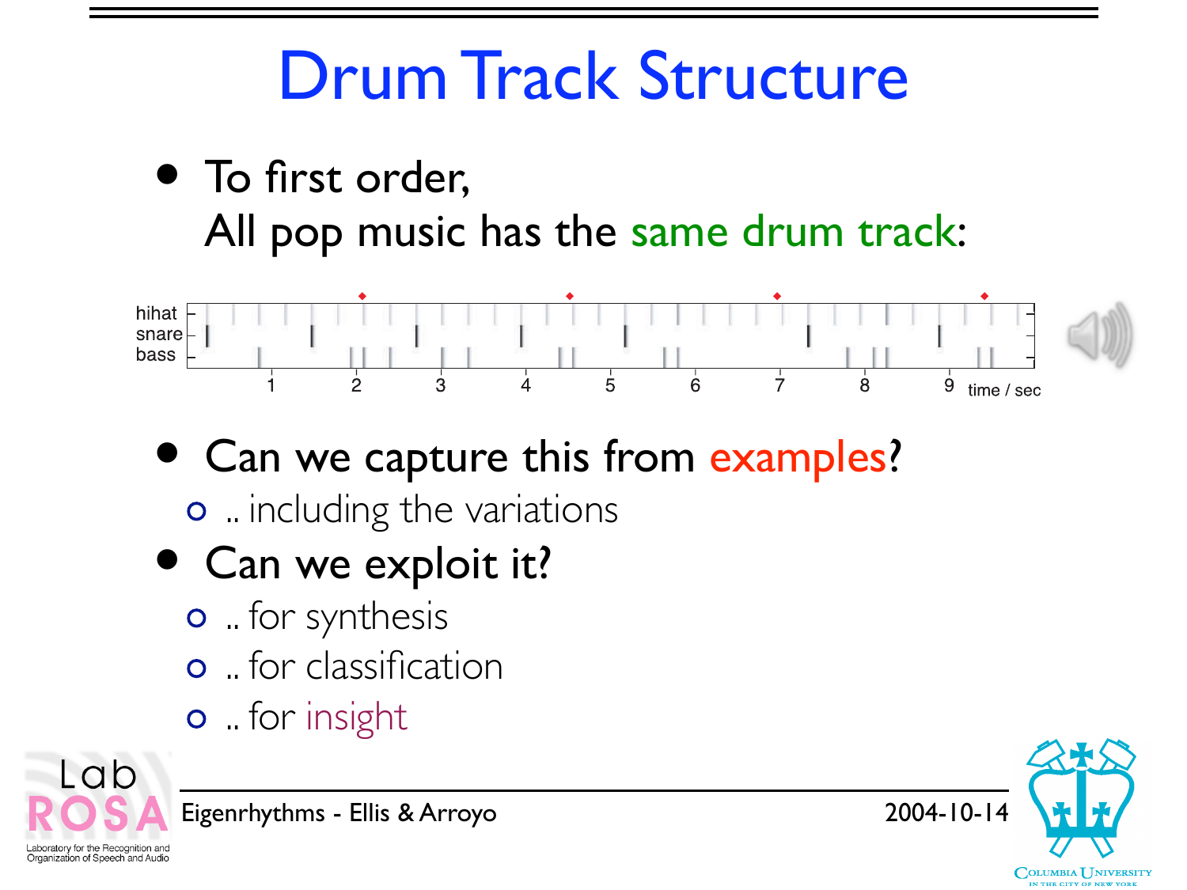# Drum Track Structure

- To first order,
  All pop music has the same drum track:

- Can we capture this from examples?
  - .. including the variations
- Can we exploit it?
  - .. for synthesis
  - .. for classification
  - .. for insight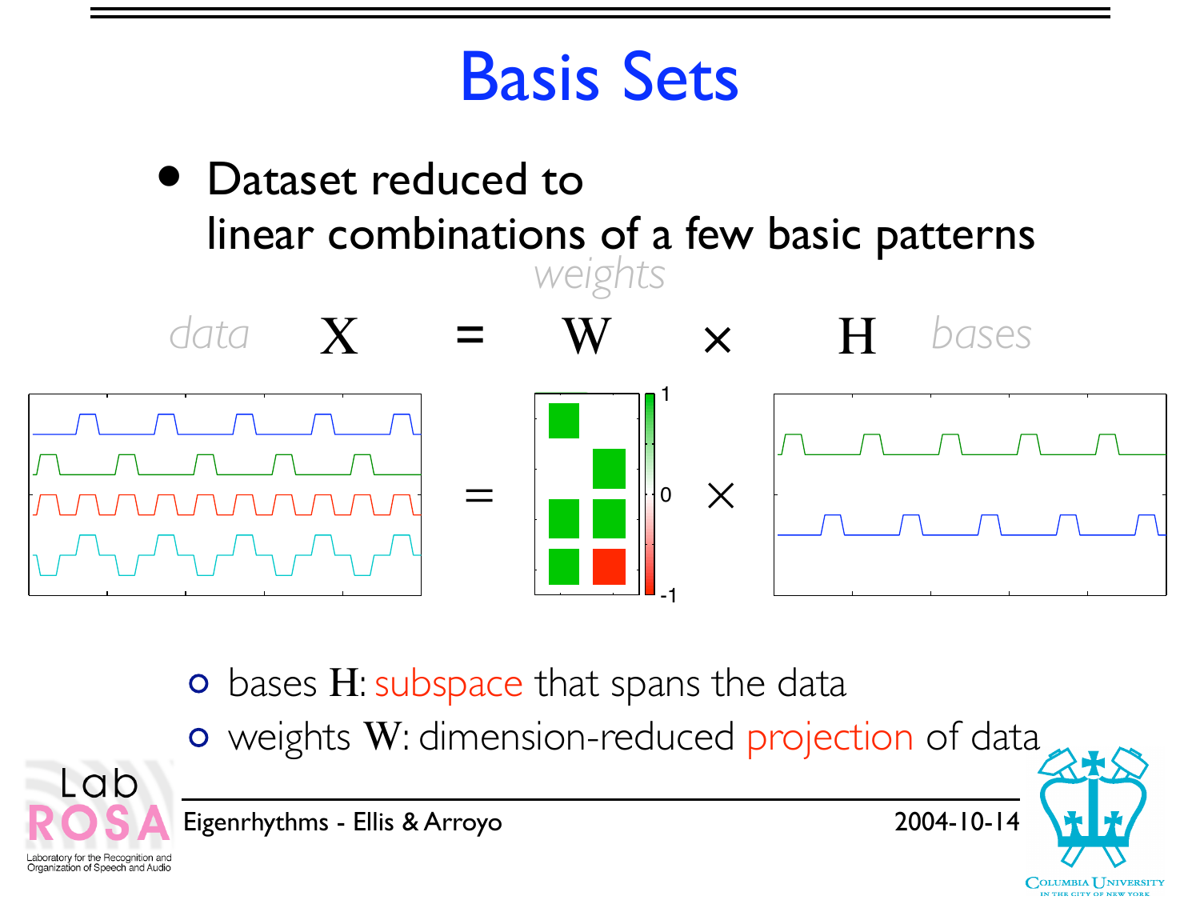# Basis Sets

- Dataset reduced to linear combinations of a few basic patterns

*data* $\mathbf{X} = \mathbf{W} \times \mathbf{H}$ *bases*

*weights*

- bases $\mathbf{H}$: subspace that spans the data
- weights $\mathbf{W}$: dimension-reduced projection of data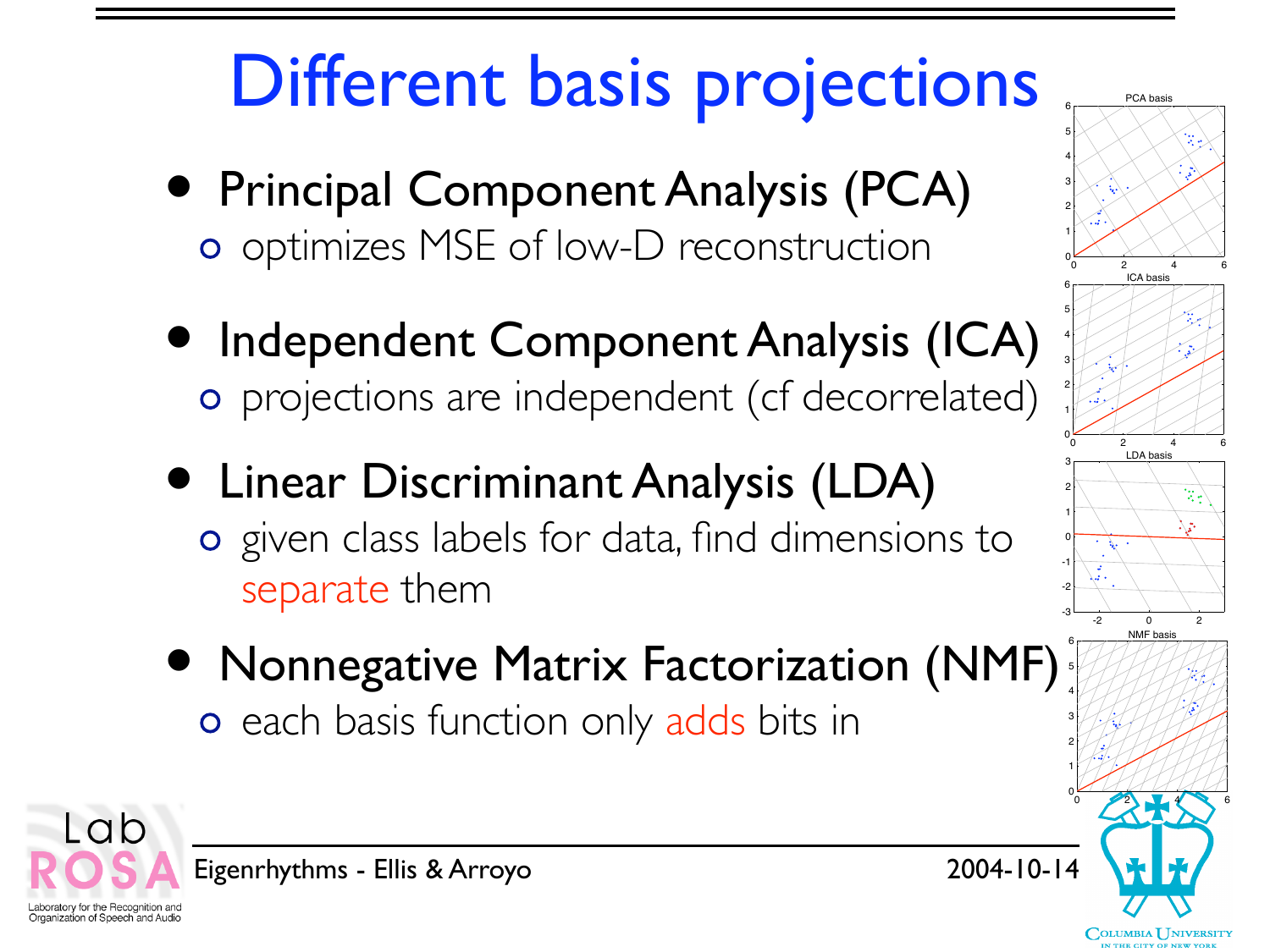# Different basis projections

- **Principal Component Analysis (PCA)**
  - optimizes MSE of low-D reconstruction
- **Independent Component Analysis (ICA)**
  - projections are independent (cf decorrelated)
- **Linear Discriminant Analysis (LDA)**
  - given class labels for data, find dimensions to separate them
- **Nonnegative Matrix Factorization (NMF)**
  - each basis function only adds bits in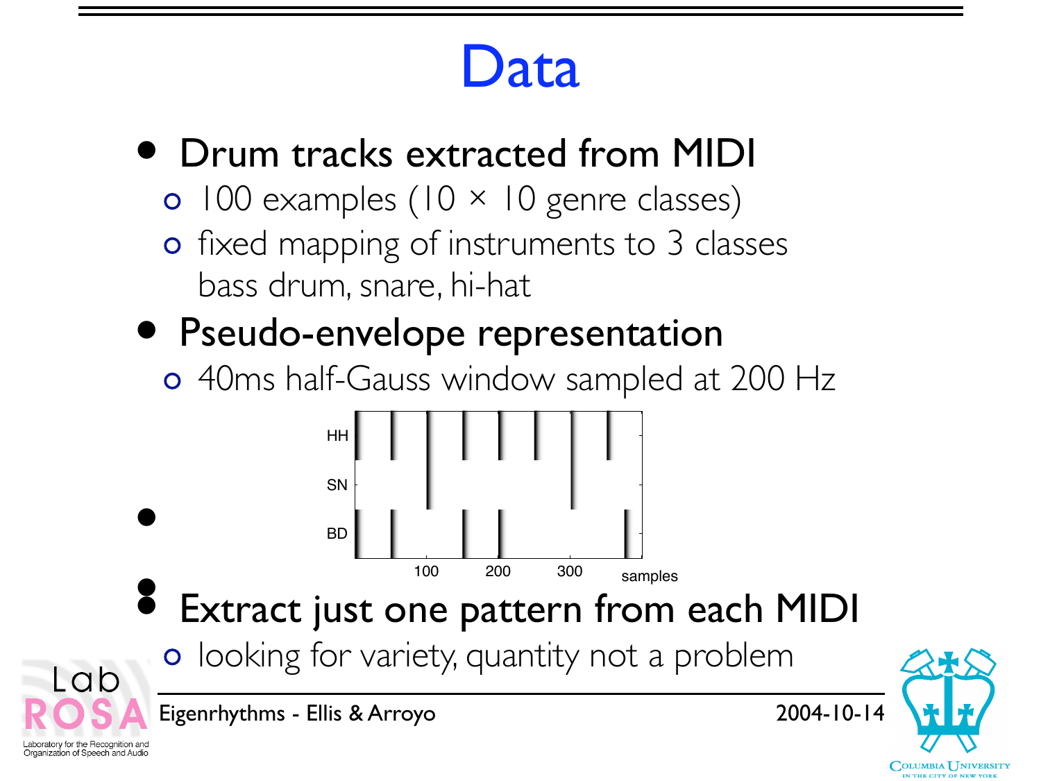# Data

- **Drum tracks extracted from MIDI**
  - 100 examples (10 × 10 genre classes)
  - fixed mapping of instruments to 3 classes bass drum, snare, hi-hat
- **Pseudo-envelope representation**
  - 40ms half-Gauss window sampled at 200 Hz
- **Extract just one pattern from each MIDI**
  - looking for variety, quantity not a problem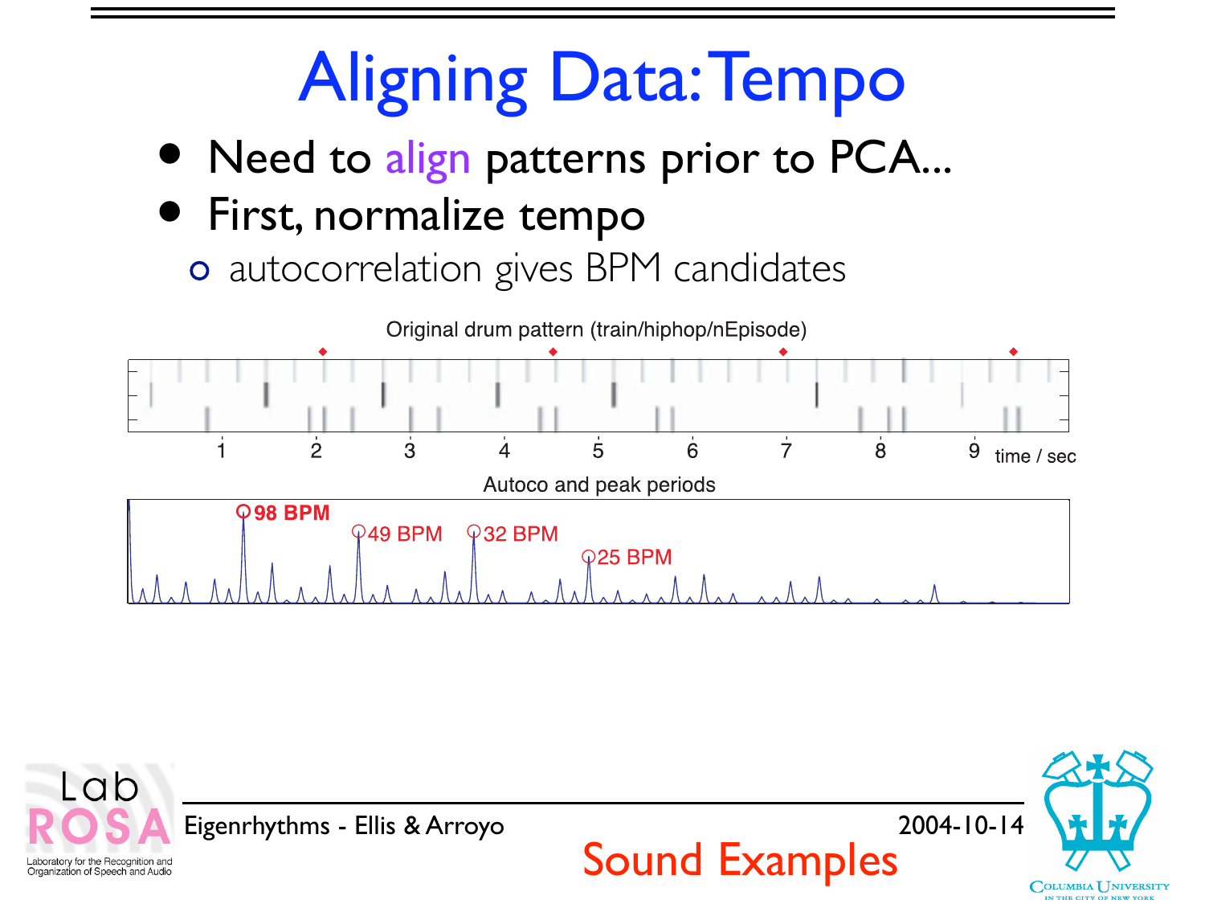# Aligning Data: Tempo

- Need to align patterns prior to PCA...
- First, normalize tempo
  - autocorrelation gives BPM candidates

Original drum pattern (train/hiphop/nEpisode)

Autoco and peak periods

98 BPM, 49 BPM, 32 BPM, 25 BPM

Sound Examples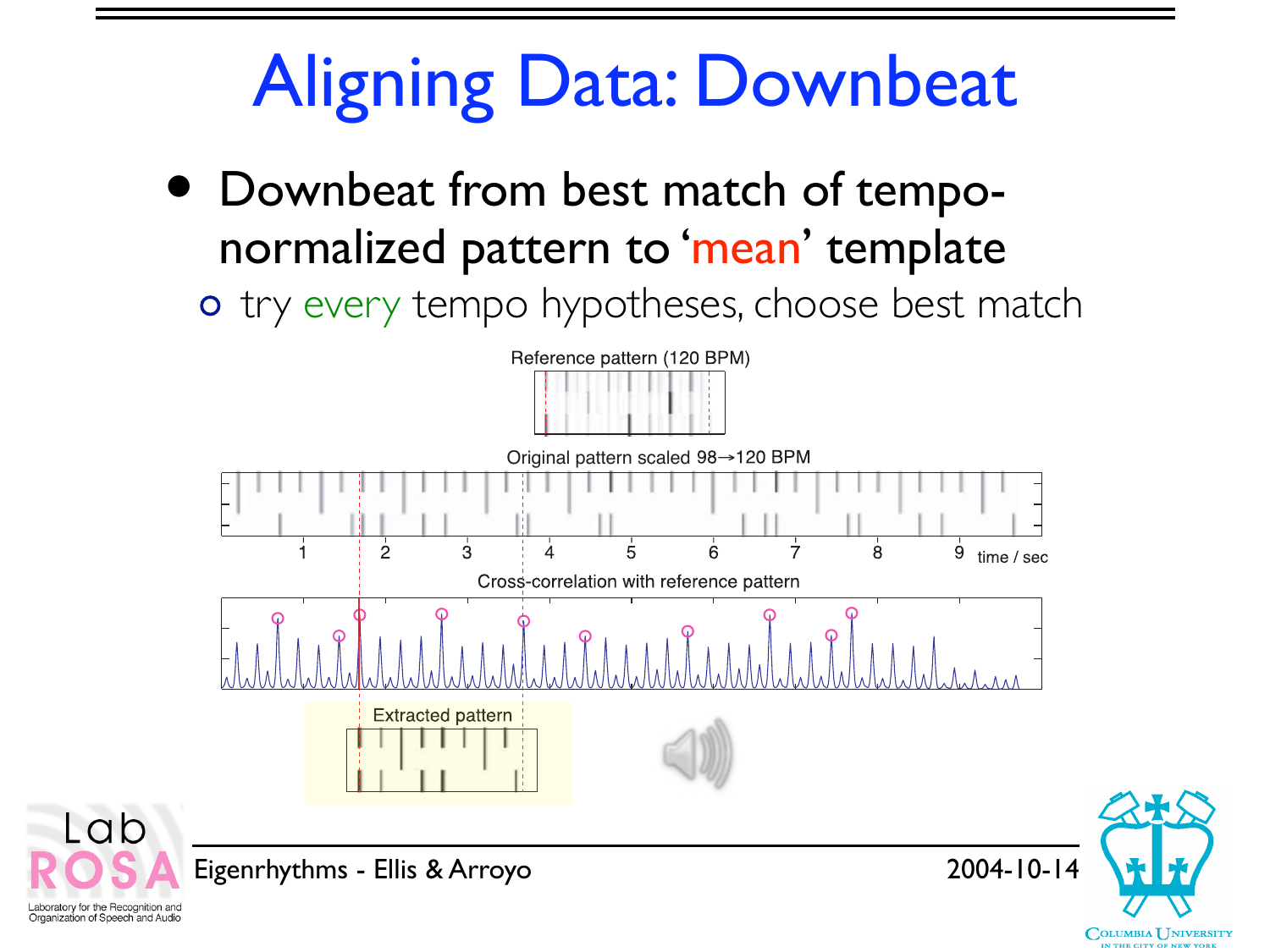# Aligning Data: Downbeat

- Downbeat from best match of tempo-normalized pattern to 'mean' template
  - try every tempo hypotheses, choose best match

Reference pattern (120 BPM)

Original pattern scaled 98→120 BPM

Cross-correlation with reference pattern

Extracted pattern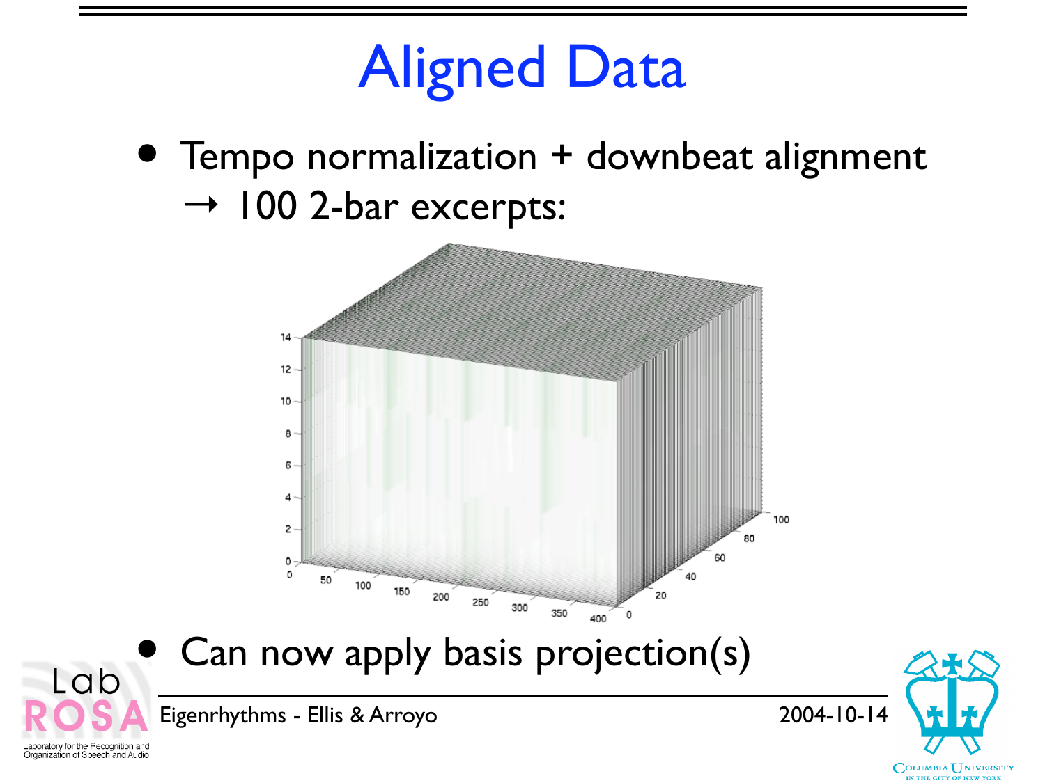# Aligned Data

- Tempo normalization + downbeat alignment → 100 2-bar excerpts:
- Can now apply basis projection(s)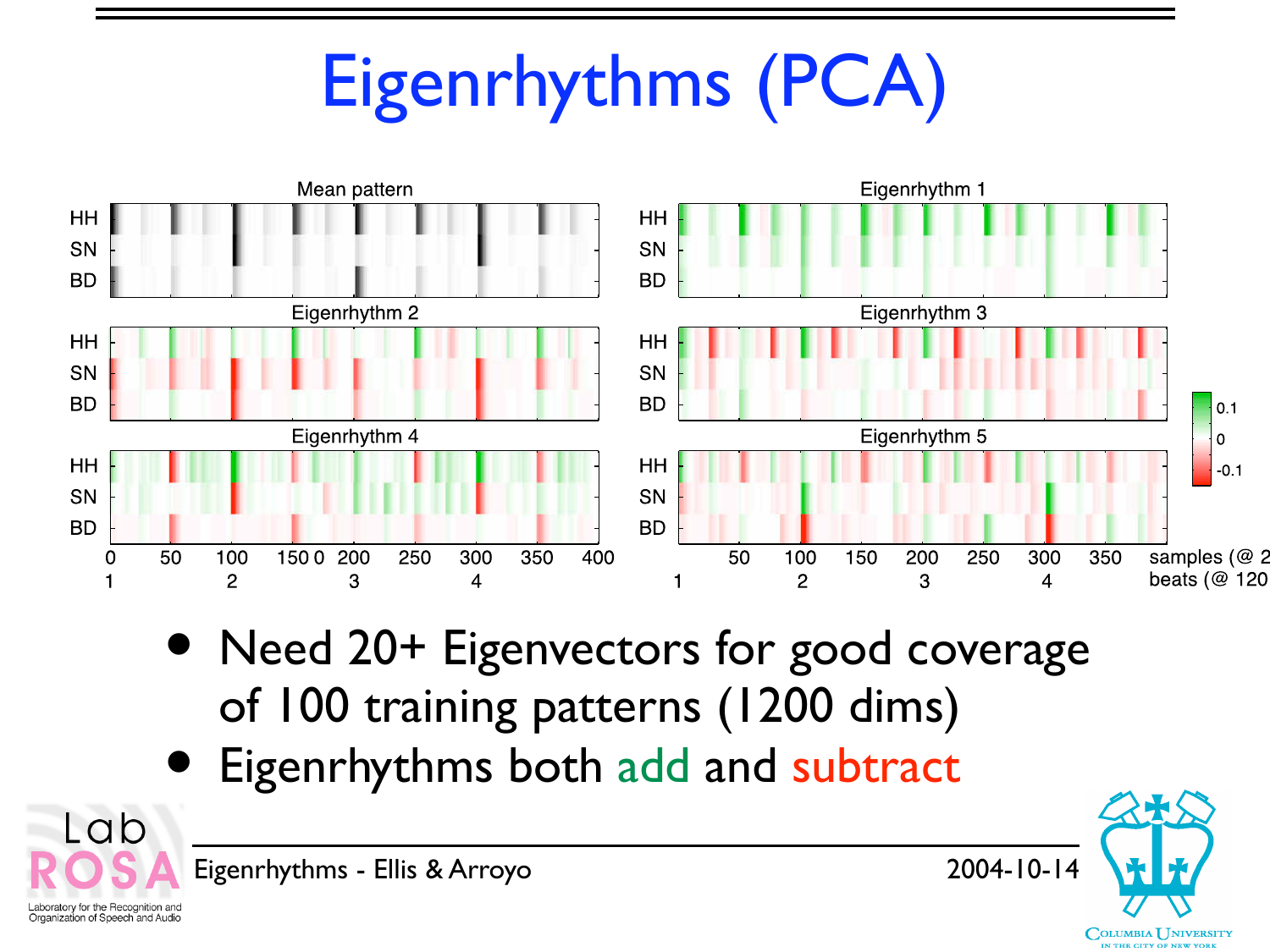# Eigenrhythms (PCA)

- Need 20+ Eigenvectors for good coverage of 100 training patterns (1200 dims)
- Eigenrhythms both add and subtract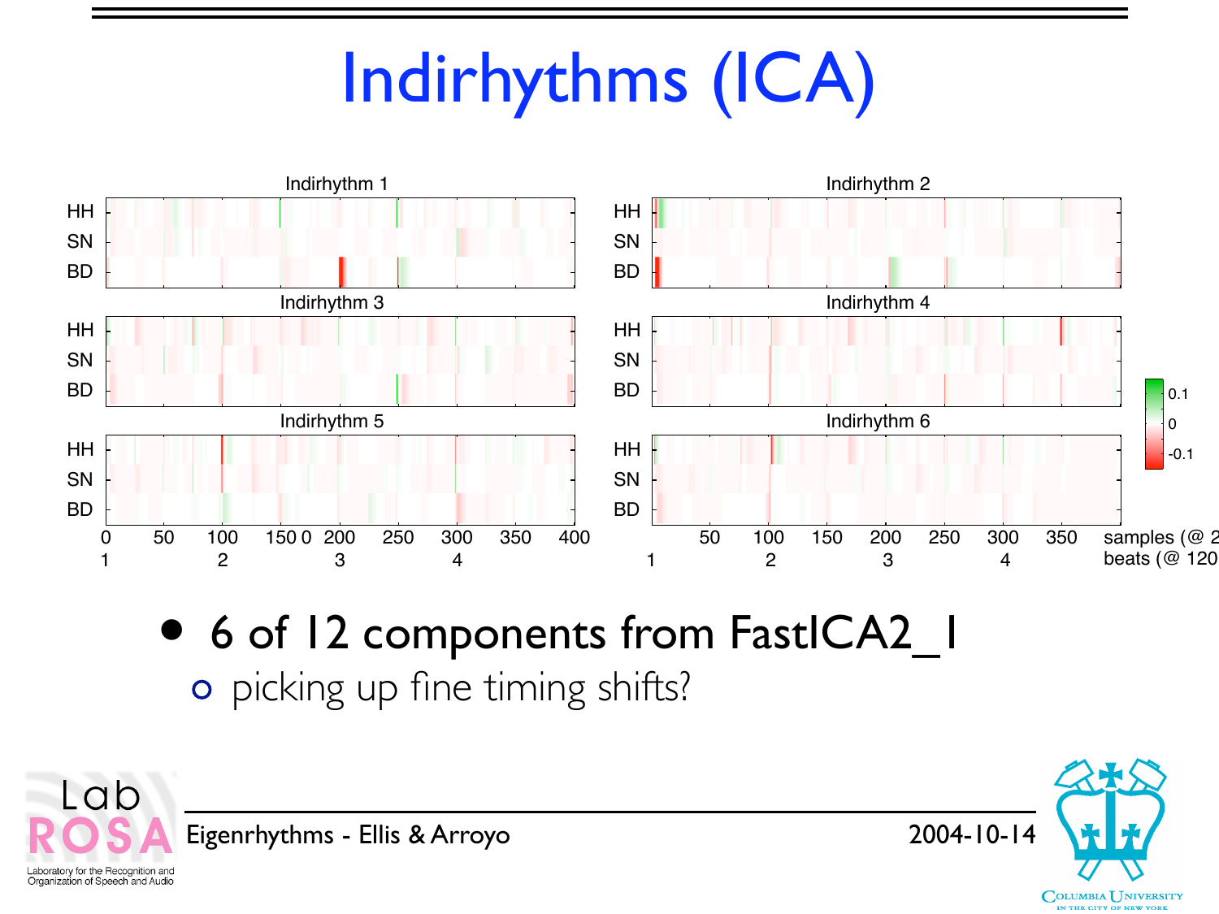# Indirhythms (ICA)

- 6 of 12 components from FastICA2_1
  - picking up fine timing shifts?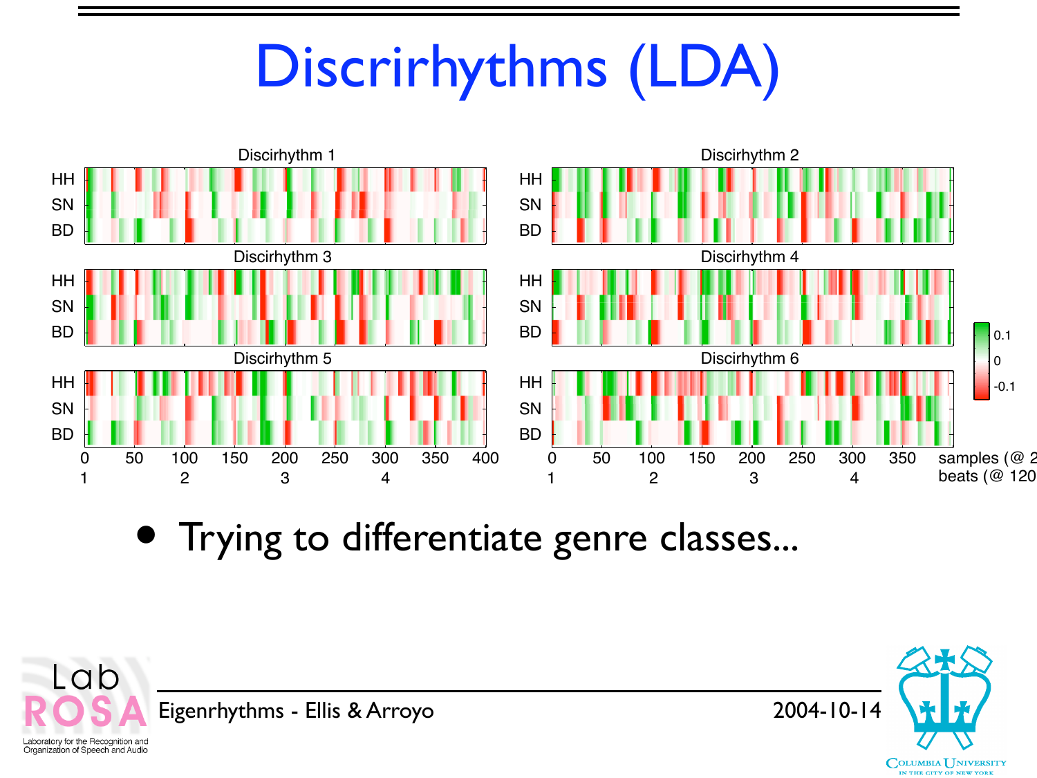# Discrirhythms (LDA)

- Trying to differentiate genre classes...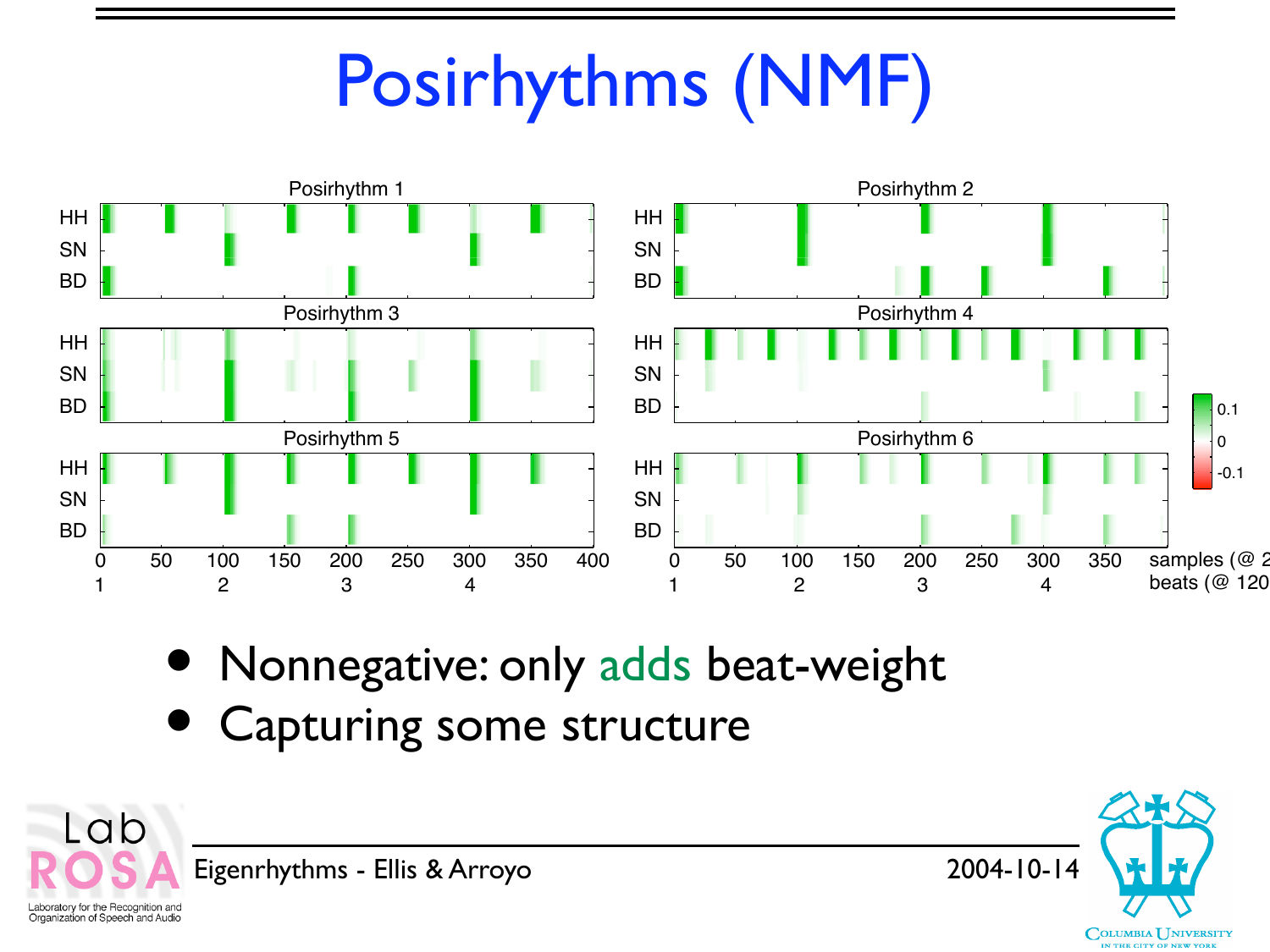# Posirhythms (NMF)

- Nonnegative: only adds beat-weight
- Capturing some structure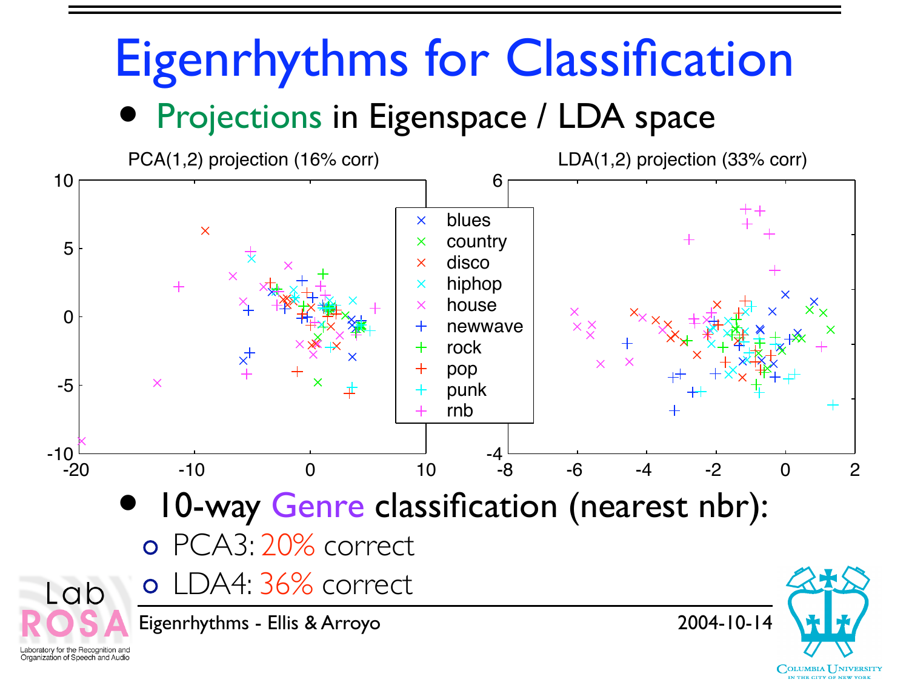# Eigenrhythms for Classification

- **Projections** in Eigenspace / LDA space

PCA(1,2) projection (16% corr)

LDA(1,2) projection (33% corr)

- 10-way **Genre** classification (nearest nbr):
  - PCA3: 20% correct
  - LDA4: 36% correct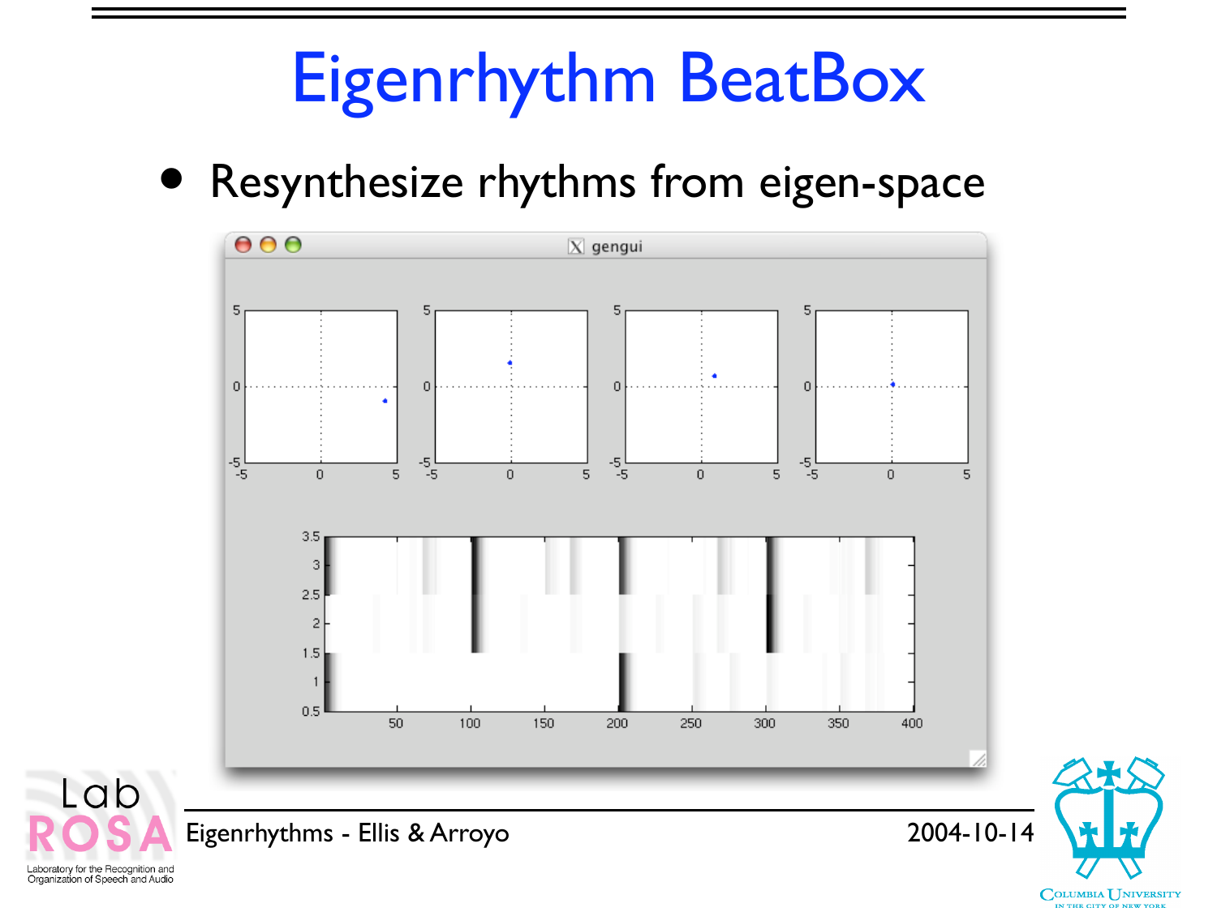# Eigenrhythm BeatBox

- Resynthesize rhythms from eigen-space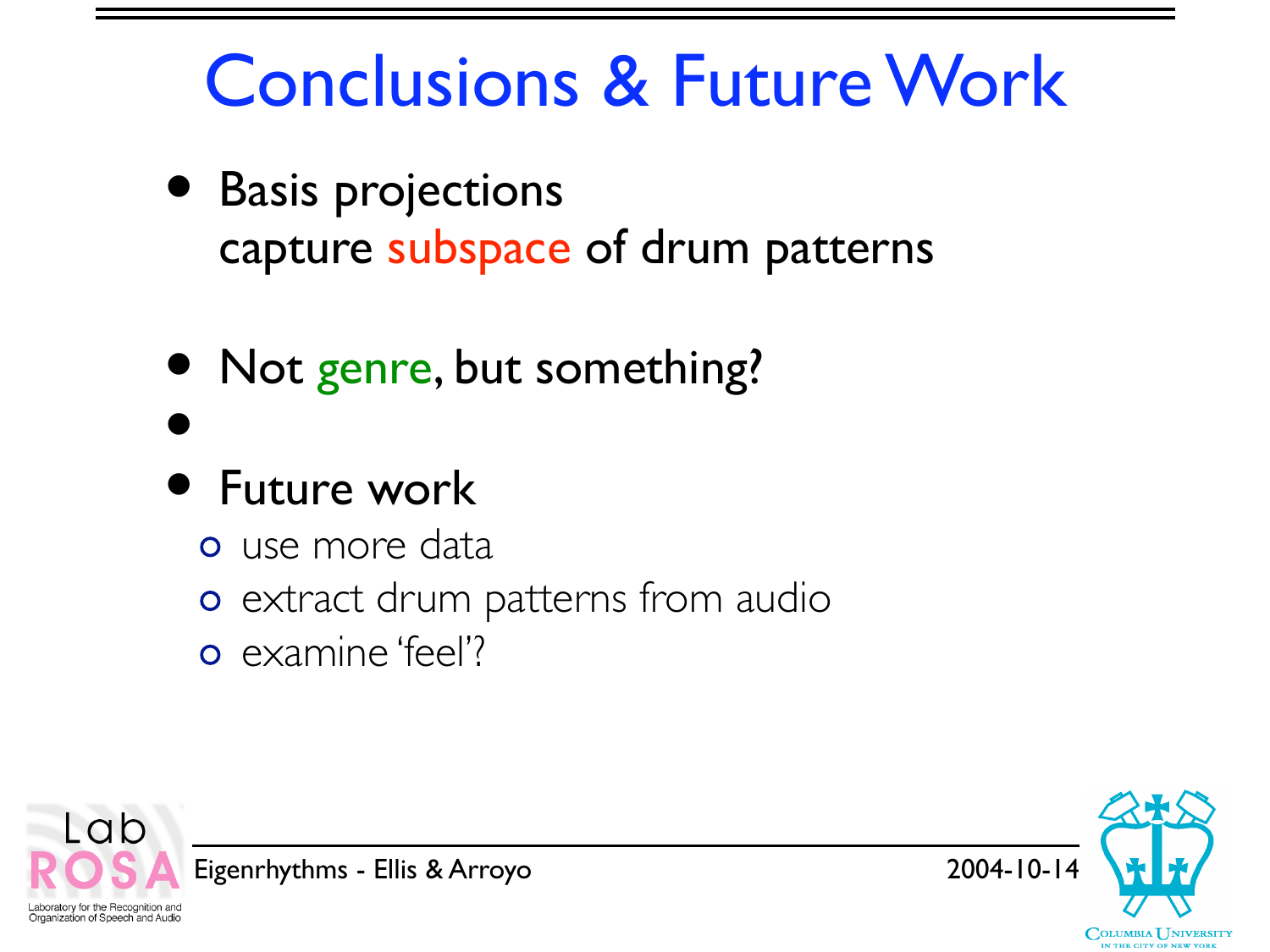# Conclusions & Future Work

- Basis projections
  capture subspace of drum patterns
- Not genre, but something?
- 
- Future work
  - use more data
  - extract drum patterns from audio
  - examine 'feel'?